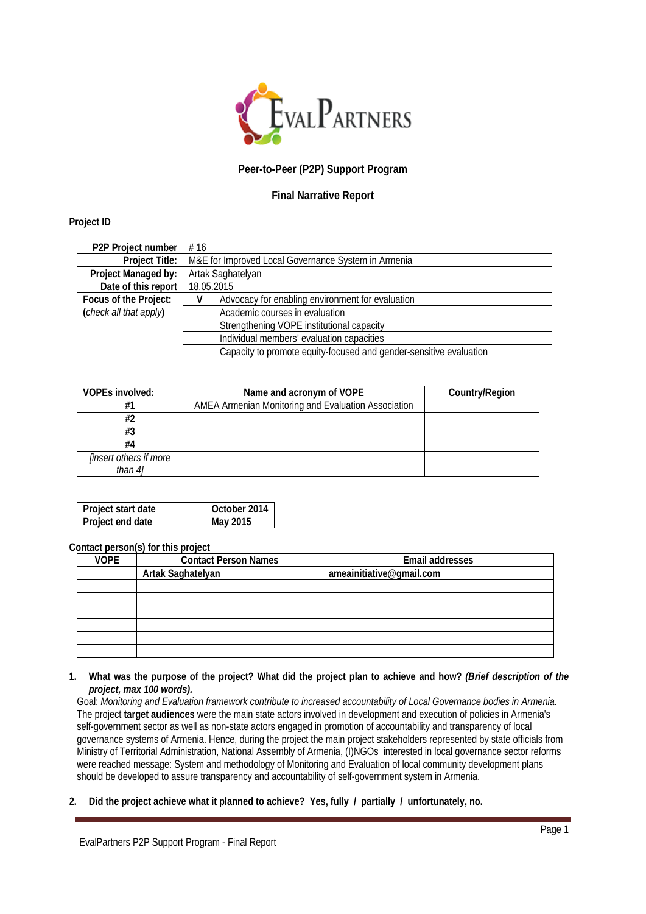EvalPartners

**Peer-to-Peer (P2P) Support Program**

**Final Narrative Report**

**Project ID**

| **P2P Project number** | # 16 | |
|---|---|---|
| **Project Title:** | M&E for Improved Local Governance System in Armenia | |
| **Project Managed by:** | Artak Saghatelyan | |
| **Date of this report** | 18.05.2015 | |
| **Focus of the Project:** (*check all that apply*) | V | Advocacy for enabling environment for evaluation |
| | | Academic courses in evaluation |
| | | Strengthening VOPE institutional capacity |
| | | Individual members' evaluation capacities |
| | | Capacity to promote equity-focused and gender-sensitive evaluation |

| **VOPEs involved:** | **Name and acronym of VOPE** | **Country/Region** |
|---|---|---|
| **#1** | AMEA Armenian Monitoring and Evaluation Association | |
| **#2** | | |
| **#3** | | |
| **#4** | | |
| *[insert others if more than 4]* | | |

| **Project start date** | **October 2014** |
|---|---|
| **Project end date** | **May 2015** |

**Contact person(s) for this project**

| **VOPE** | **Contact Person Names** | **Email addresses** |
|---|---|---|
| | **Artak Saghatelyan** | **ameainitiative@gmail.com** |
| | | |
| | | |
| | | |
| | | |
| | | |
| | | |

1. **What was the purpose of the project? What did the project plan to achieve and how? *(Brief description of the project, max 100 words).***

Goal: *Monitoring and Evaluation framework contribute to increased accountability of Local Governance bodies in Armenia.* The project **target audiences** were the main state actors involved in development and execution of policies in Armenia's self-government sector as well as non-state actors engaged in promotion of accountability and transparency of local governance systems of Armenia. Hence, during the project the main project stakeholders represented by state officials from Ministry of Territorial Administration, National Assembly of Armenia, (I)NGOs interested in local governance sector reforms were reached message: System and methodology of Monitoring and Evaluation of local community development plans should be developed to assure transparency and accountability of self-government system in Armenia.

2. **Did the project achieve what it planned to achieve? Yes, fully / partially / unfortunately, no.**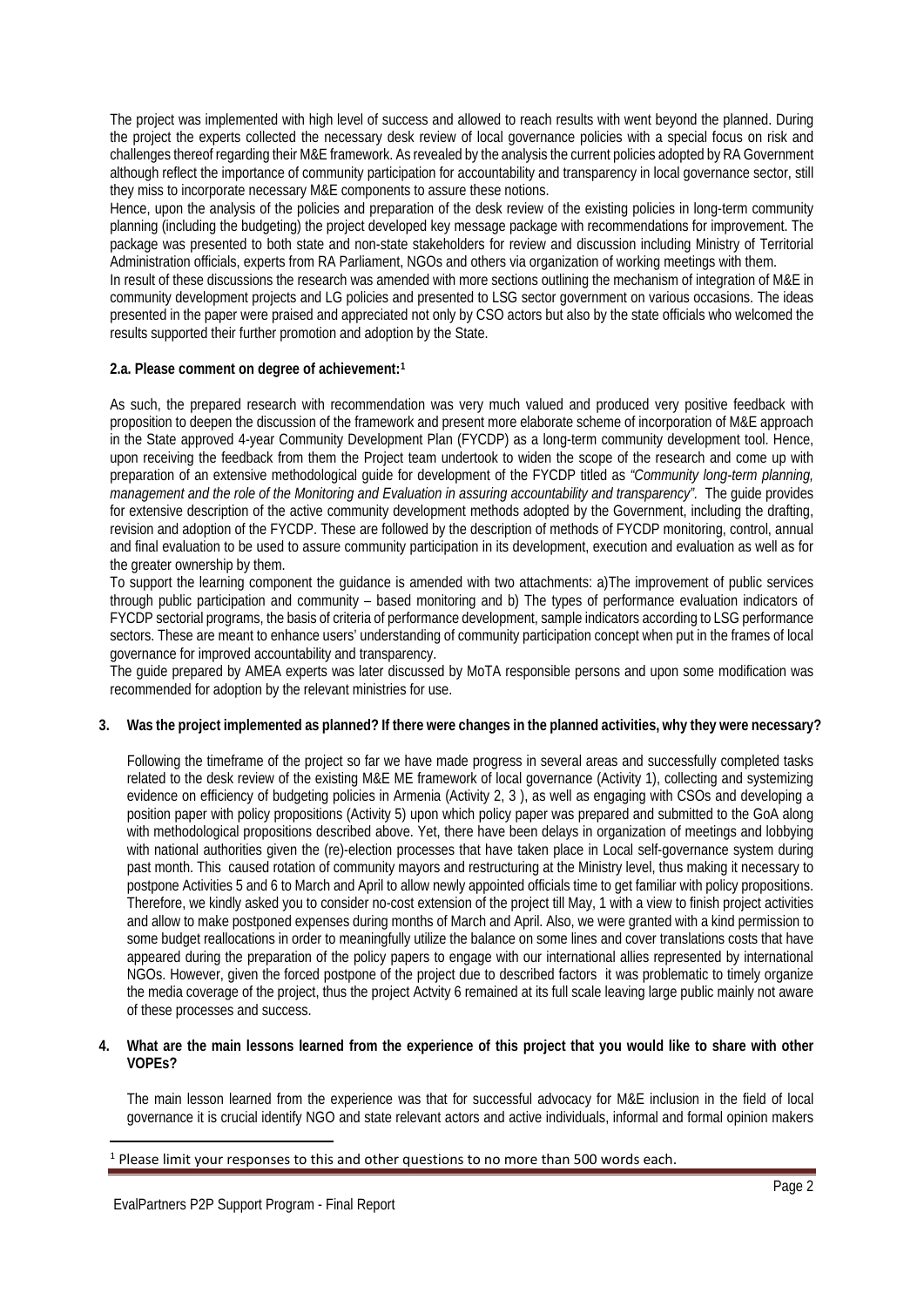The project was implemented with high level of success and allowed to reach results with went beyond the planned. During the project the experts collected the necessary desk review of local governance policies with a special focus on risk and challenges thereof regarding their M&E framework. As revealed by the analysis the current policies adopted by RA Government although reflect the importance of community participation for accountability and transparency in local governance sector, still they miss to incorporate necessary M&E components to assure these notions.

Hence, upon the analysis of the policies and preparation of the desk review of the existing policies in long-term community planning (including the budgeting) the project developed key message package with recommendations for improvement. The package was presented to both state and non-state stakeholders for review and discussion including Ministry of Territorial Administration officials, experts from RA Parliament, NGOs and others via organization of working meetings with them.

In result of these discussions the research was amended with more sections outlining the mechanism of integration of M&E in community development projects and LG policies and presented to LSG sector government on various occasions. The ideas presented in the paper were praised and appreciated not only by CSO actors but also by the state officials who welcomed the results supported their further promotion and adoption by the State.

**2.a. Please comment on degree of achievement:**[1]

As such, the prepared research with recommendation was very much valued and produced very positive feedback with proposition to deepen the discussion of the framework and present more elaborate scheme of incorporation of M&E approach in the State approved 4-year Community Development Plan (FYCDP) as a long-term community development tool. Hence, upon receiving the feedback from them the Project team undertook to widen the scope of the research and come up with preparation of an extensive methodological guide for development of the FYCDP titled as *"Community long-term planning, management and the role of the Monitoring and Evaluation in assuring accountability and transparency"*. The guide provides for extensive description of the active community development methods adopted by the Government, including the drafting, revision and adoption of the FYCDP. These are followed by the description of methods of FYCDP monitoring, control, annual and final evaluation to be used to assure community participation in its development, execution and evaluation as well as for the greater ownership by them.

To support the learning component the guidance is amended with two attachments: a)The improvement of public services through public participation and community – based monitoring and b) The types of performance evaluation indicators of FYCDP sectorial programs, the basis of criteria of performance development, sample indicators according to LSG performance sectors. These are meant to enhance users' understanding of community participation concept when put in the frames of local governance for improved accountability and transparency.

The guide prepared by AMEA experts was later discussed by MoTA responsible persons and upon some modification was recommended for adoption by the relevant ministries for use.

**3. Was the project implemented as planned? If there were changes in the planned activities, why they were necessary?**

Following the timeframe of the project so far we have made progress in several areas and successfully completed tasks related to the desk review of the existing M&E ME framework of local governance (Activity 1), collecting and systemizing evidence on efficiency of budgeting policies in Armenia (Activity 2, 3 ), as well as engaging with CSOs and developing a position paper with policy propositions (Activity 5) upon which policy paper was prepared and submitted to the GoA along with methodological propositions described above. Yet, there have been delays in organization of meetings and lobbying with national authorities given the (re)-election processes that have taken place in Local self-governance system during past month. This caused rotation of community mayors and restructuring at the Ministry level, thus making it necessary to postpone Activities 5 and 6 to March and April to allow newly appointed officials time to get familiar with policy propositions. Therefore, we kindly asked you to consider no-cost extension of the project till May, 1 with a view to finish project activities and allow to make postponed expenses during months of March and April. Also, we were granted with a kind permission to some budget reallocations in order to meaningfully utilize the balance on some lines and cover translations costs that have appeared during the preparation of the policy papers to engage with our international allies represented by international NGOs. However, given the forced postpone of the project due to described factors it was problematic to timely organize the media coverage of the project, thus the project Actvity 6 remained at its full scale leaving large public mainly not aware of these processes and success.

**4. What are the main lessons learned from the experience of this project that you would like to share with other VOPEs?**

The main lesson learned from the experience was that for successful advocacy for M&E inclusion in the field of local governance it is crucial identify NGO and state relevant actors and active individuals, informal and formal opinion makers

[1] Please limit your responses to this and other questions to no more than 500 words each.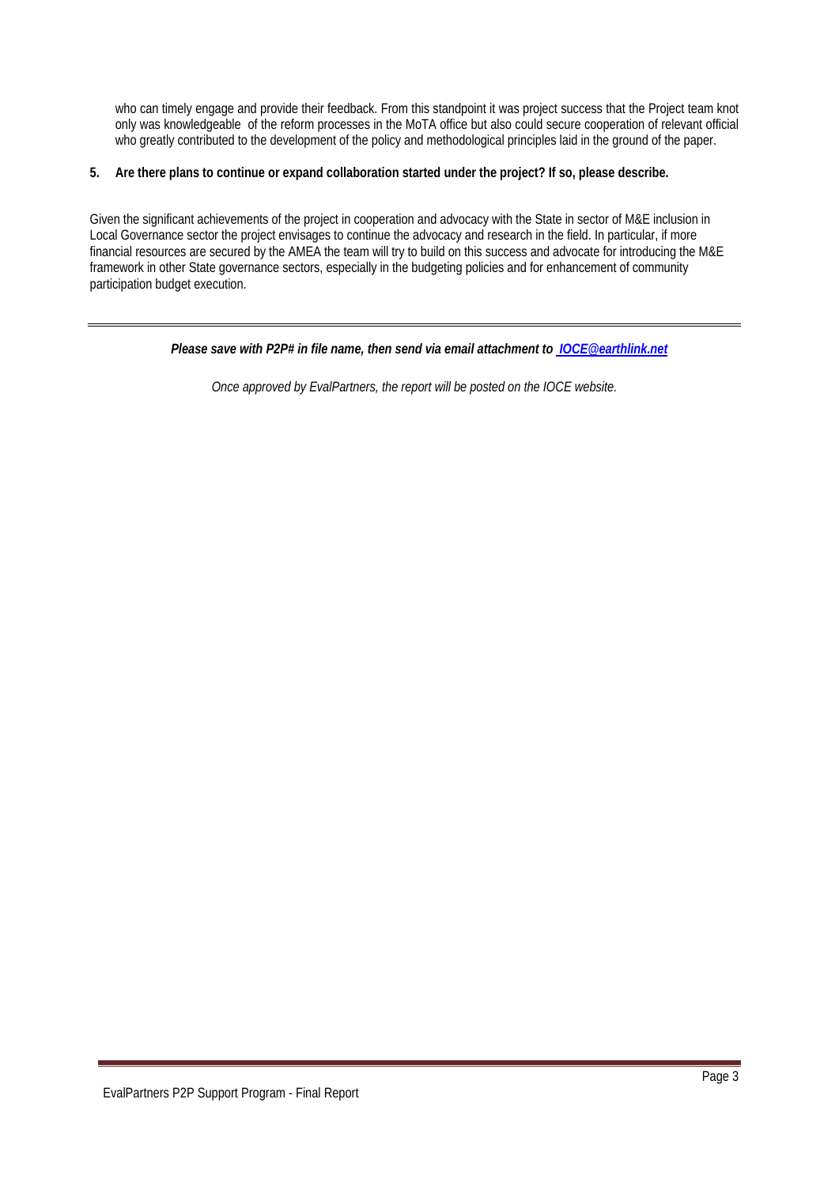who can timely engage and provide their feedback. From this standpoint it was project success that the Project team knot only was knowledgeable of the reform processes in the MoTA office but also could secure cooperation of relevant official who greatly contributed to the development of the policy and methodological principles laid in the ground of the paper.

**5. Are there plans to continue or expand collaboration started under the project? If so, please describe.**

Given the significant achievements of the project in cooperation and advocacy with the State in sector of M&E inclusion in Local Governance sector the project envisages to continue the advocacy and research in the field. In particular, if more financial resources are secured by the AMEA the team will try to build on this success and advocate for introducing the M&E framework in other State governance sectors, especially in the budgeting policies and for enhancement of community participation budget execution.

---

***Please save with P2P# in file name, then send via email attachment to [IOCE@earthlink.net](mailto:IOCE@earthlink.net)***

*Once approved by EvalPartners, the report will be posted on the IOCE website.*